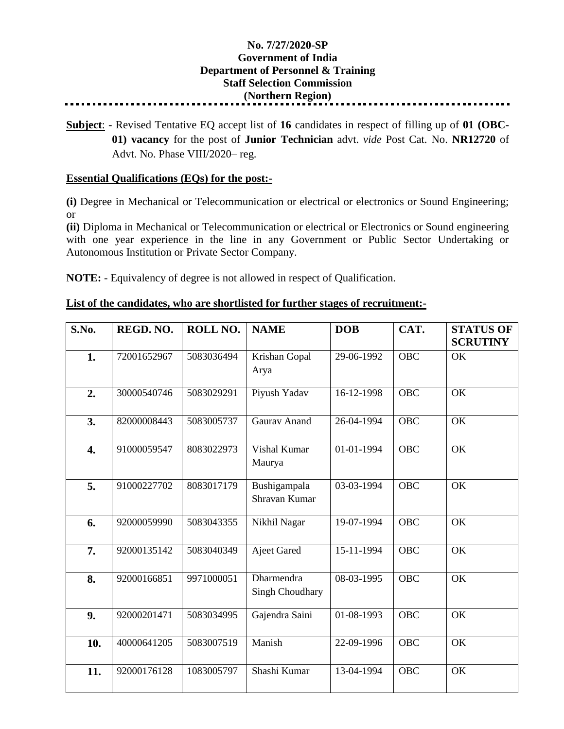**No. 7/27/2020-SP**
**Government of India**
**Department of Personnel & Training**
**Staff Selection Commission**
**(Northern Region)**

---

**Subject**: - Revised Tentative EQ accept list of **16** candidates in respect of filling up of **01 (OBC-01) vacancy** for the post of **Junior Technician** advt. *vide* Post Cat. No. **NR12720** of Advt. No. Phase VIII/2020– reg.

**Essential Qualifications (EQs) for the post:-**

**(i)** Degree in Mechanical or Telecommunication or electrical or electronics or Sound Engineering; or

**(ii)** Diploma in Mechanical or Telecommunication or electrical or Electronics or Sound engineering with one year experience in the line in any Government or Public Sector Undertaking or Autonomous Institution or Private Sector Company.

**NOTE:** - Equivalency of degree is not allowed in respect of Qualification.

**List of the candidates, who are shortlisted for further stages of recruitment:-**

| S.No. | REGD. NO. | ROLL NO. | NAME | DOB | CAT. | STATUS OF SCRUTINY |
|---|---|---|---|---|---|---|
| **1.** | 72001652967 | 5083036494 | Krishan Gopal Arya | 29-06-1992 | OBC | OK |
| **2.** | 30000540746 | 5083029291 | Piyush Yadav | 16-12-1998 | OBC | OK |
| **3.** | 82000008443 | 5083005737 | Gaurav Anand | 26-04-1994 | OBC | OK |
| **4.** | 91000059547 | 8083022973 | Vishal Kumar Maurya | 01-01-1994 | OBC | OK |
| **5.** | 91000227702 | 8083017179 | Bushigampala Shravan Kumar | 03-03-1994 | OBC | OK |
| **6.** | 92000059990 | 5083043355 | Nikhil Nagar | 19-07-1994 | OBC | OK |
| **7.** | 92000135142 | 5083040349 | Ajeet Gared | 15-11-1994 | OBC | OK |
| **8.** | 92000166851 | 9971000051 | Dharmendra Singh Choudhary | 08-03-1995 | OBC | OK |
| **9.** | 92000201471 | 5083034995 | Gajendra Saini | 01-08-1993 | OBC | OK |
| **10.** | 40000641205 | 5083007519 | Manish | 22-09-1996 | OBC | OK |
| **11.** | 92000176128 | 1083005797 | Shashi Kumar | 13-04-1994 | OBC | OK |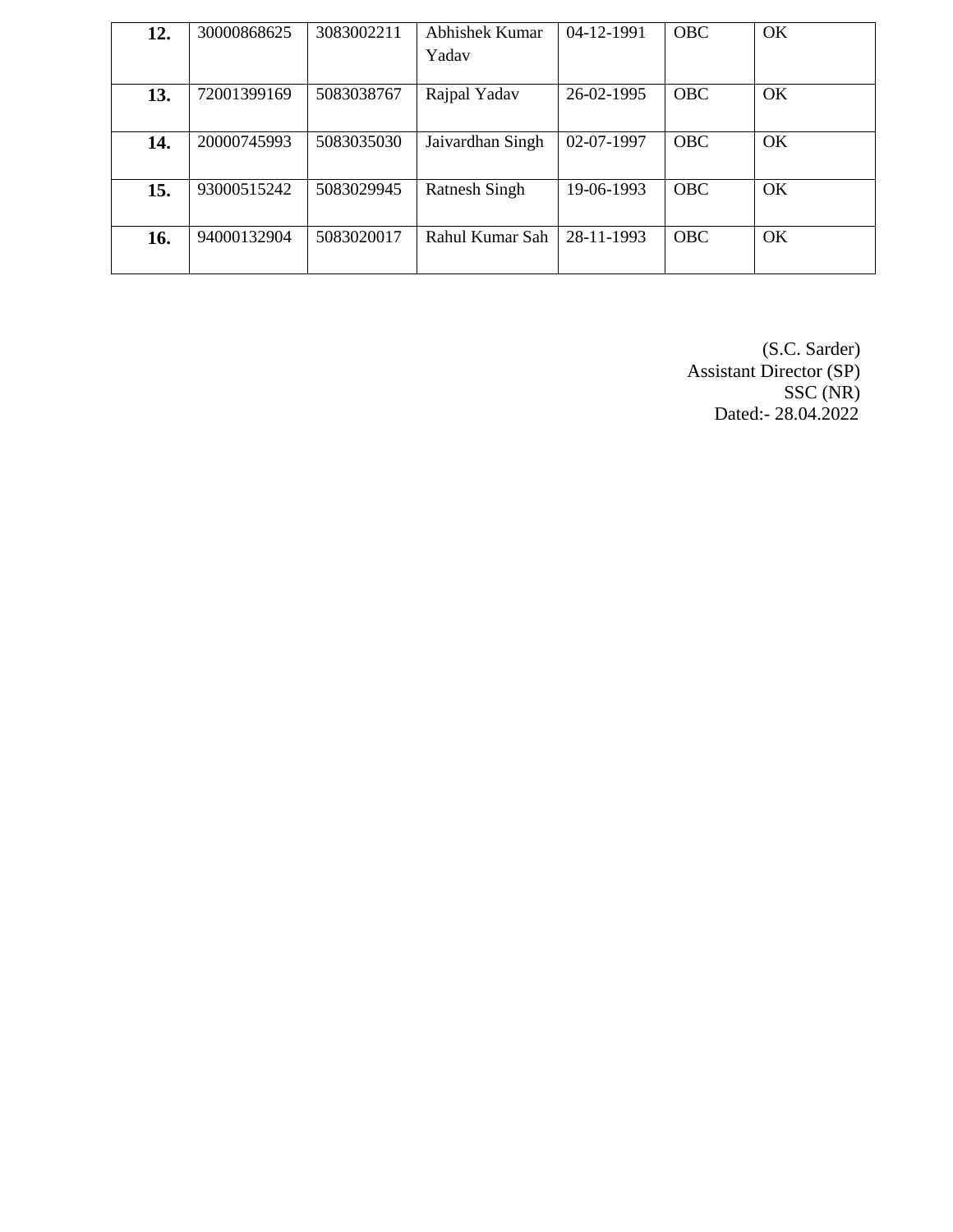| | | | | | | |
|---|---|---|---|---|---|---|
| **12.** | 30000868625 | 3083002211 | Abhishek Kumar Yadav | 04-12-1991 | OBC | OK |
| **13.** | 72001399169 | 5083038767 | Rajpal Yadav | 26-02-1995 | OBC | OK |
| **14.** | 20000745993 | 5083035030 | Jaivardhan Singh | 02-07-1997 | OBC | OK |
| **15.** | 93000515242 | 5083029945 | Ratnesh Singh | 19-06-1993 | OBC | OK |
| **16.** | 94000132904 | 5083020017 | Rahul Kumar Sah | 28-11-1993 | OBC | OK |

(S.C. Sarder)
Assistant Director (SP)
SSC (NR)
Dated:- 28.04.2022